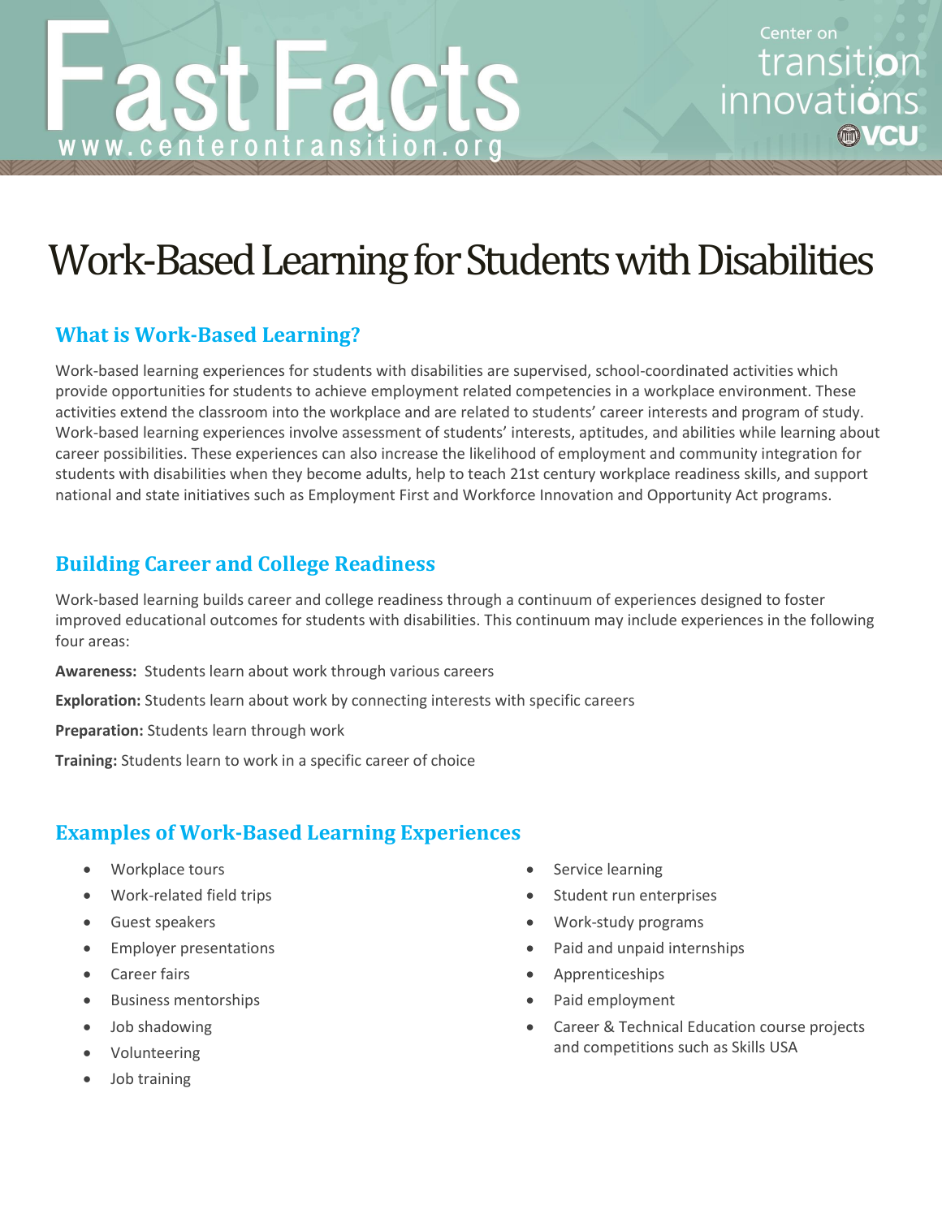# Fast Facts

www.centerontransition.org

Center on transition innovations VCU

# Work-Based Learning for Students with Disabilities

## What is Work-Based Learning?

Work-based learning experiences for students with disabilities are supervised, school-coordinated activities which provide opportunities for students to achieve employment related competencies in a workplace environment. These activities extend the classroom into the workplace and are related to students' career interests and program of study. Work-based learning experiences involve assessment of students' interests, aptitudes, and abilities while learning about career possibilities. These experiences can also increase the likelihood of employment and community integration for students with disabilities when they become adults, help to teach 21st century workplace readiness skills, and support national and state initiatives such as Employment First and Workforce Innovation and Opportunity Act programs.

## Building Career and College Readiness

Work-based learning builds career and college readiness through a continuum of experiences designed to foster improved educational outcomes for students with disabilities. This continuum may include experiences in the following four areas:

**Awareness:** Students learn about work through various careers

**Exploration:** Students learn about work by connecting interests with specific careers

**Preparation:** Students learn through work

**Training:** Students learn to work in a specific career of choice

## Examples of Work-Based Learning Experiences

- Workplace tours
- Work-related field trips
- Guest speakers
- Employer presentations
- Career fairs
- Business mentorships
- Job shadowing
- Volunteering
- Job training
- Service learning
- Student run enterprises
- Work-study programs
- Paid and unpaid internships
- Apprenticeships
- Paid employment
- Career & Technical Education course projects and competitions such as Skills USA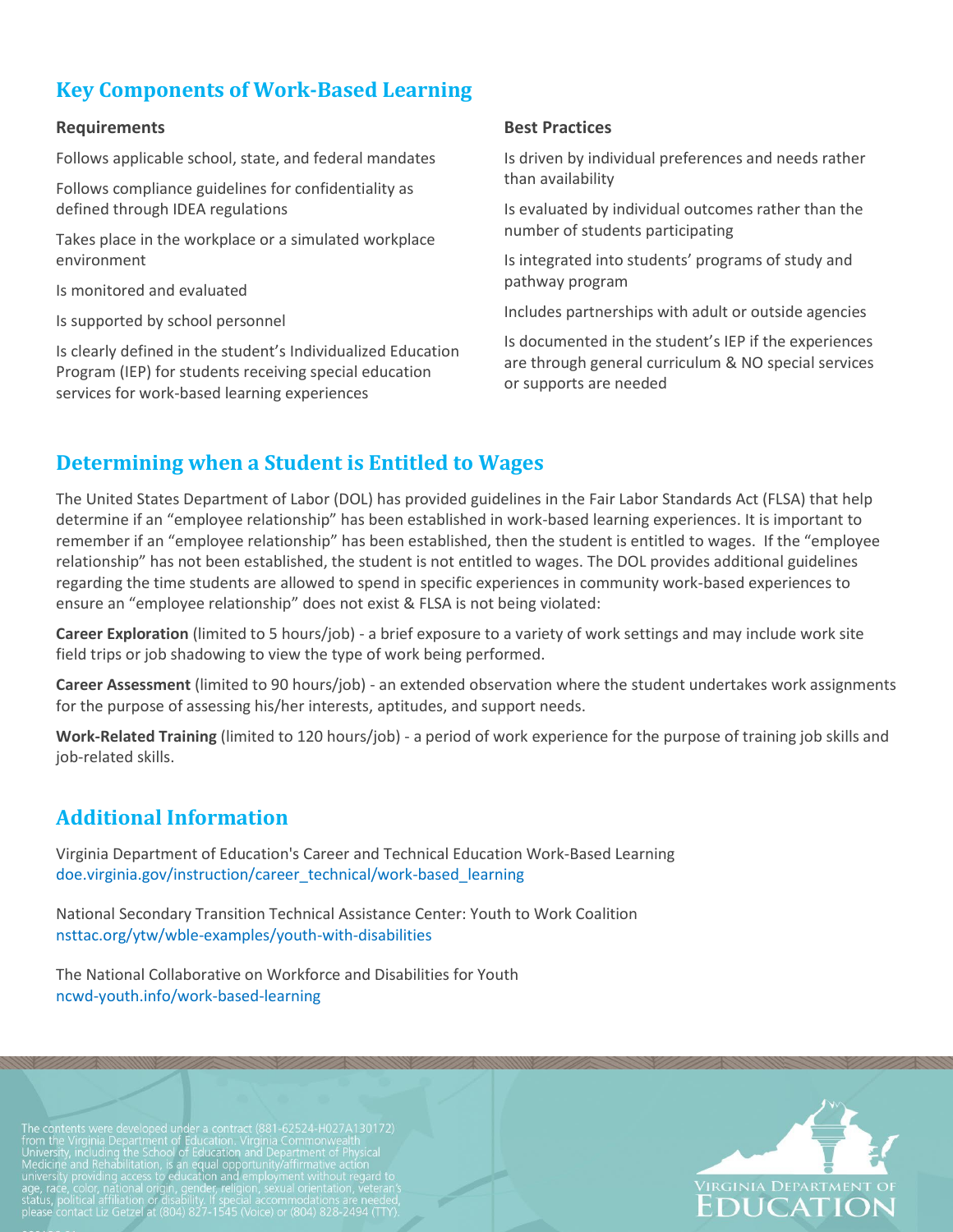## Key Components of Work-Based Learning

### Requirements

Follows applicable school, state, and federal mandates

Follows compliance guidelines for confidentiality as defined through IDEA regulations

Takes place in the workplace or a simulated workplace environment

Is monitored and evaluated

Is supported by school personnel

Is clearly defined in the student's Individualized Education Program (IEP) for students receiving special education services for work-based learning experiences

### Best Practices

Is driven by individual preferences and needs rather than availability

Is evaluated by individual outcomes rather than the number of students participating

Is integrated into students' programs of study and pathway program

Includes partnerships with adult or outside agencies

Is documented in the student's IEP if the experiences are through general curriculum & NO special services or supports are needed

## Determining when a Student is Entitled to Wages

The United States Department of Labor (DOL) has provided guidelines in the Fair Labor Standards Act (FLSA) that help determine if an "employee relationship" has been established in work-based learning experiences. It is important to remember if an "employee relationship" has been established, then the student is entitled to wages. If the "employee relationship" has not been established, the student is not entitled to wages. The DOL provides additional guidelines regarding the time students are allowed to spend in specific experiences in community work-based experiences to ensure an "employee relationship" does not exist & FLSA is not being violated:

**Career Exploration** (limited to 5 hours/job) - a brief exposure to a variety of work settings and may include work site field trips or job shadowing to view the type of work being performed.

**Career Assessment** (limited to 90 hours/job) - an extended observation where the student undertakes work assignments for the purpose of assessing his/her interests, aptitudes, and support needs.

**Work-Related Training** (limited to 120 hours/job) - a period of work experience for the purpose of training job skills and job-related skills.

## Additional Information

Virginia Department of Education's Career and Technical Education Work-Based Learning
doe.virginia.gov/instruction/career_technical/work-based_learning

National Secondary Transition Technical Assistance Center: Youth to Work Coalition
nsttac.org/ytw/wble-examples/youth-with-disabilities

The National Collaborative on Workforce and Disabilities for Youth
ncwd-youth.info/work-based-learning

The contents were developed under a contract (881-62524-H027A130172) from the Virginia Department of Education. Virginia Commonwealth University, including the School of Education and Department of Physical Medicine and Rehabilitation, is an equal opportunity/affirmative action university providing access to education and employment without regard to age, race, color, national origin, gender, religion, sexual orientation, veteran's status, political affiliation or disability. If special accommodations are needed, please contact Liz Getzel at (804) 827-1545 (Voice) or (804) 828-2494 (TTY).

Virginia Department of Education